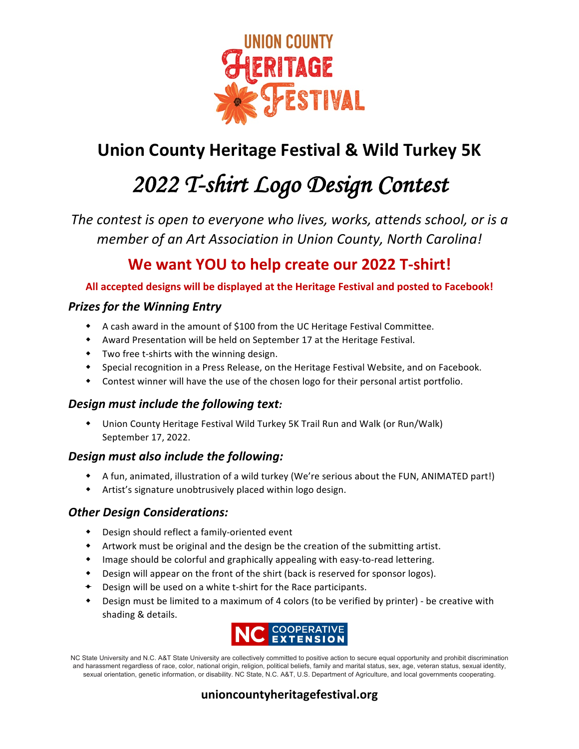# Union County Heritage Festival

## Union County Heritage Festival & Wild Turkey 5K

# *2022 T-shirt Logo Design Contest*

*The contest is open to everyone who lives, works, attends school, or is a member of an Art Association in Union County, North Carolina!*

## We want YOU to help create our 2022 T-shirt!

**All accepted designs will be displayed at the Heritage Festival and posted to Facebook!**

### *Prizes for the Winning Entry*

- A cash award in the amount of $100 from the UC Heritage Festival Committee.
- Award Presentation will be held on September 17 at the Heritage Festival.
- Two free t-shirts with the winning design.
- Special recognition in a Press Release, on the Heritage Festival Website, and on Facebook.
- Contest winner will have the use of the chosen logo for their personal artist portfolio.

### *Design must include the following text:*

- Union County Heritage Festival Wild Turkey 5K Trail Run and Walk (or Run/Walk) September 17, 2022.

### *Design must also include the following:*

- A fun, animated, illustration of a wild turkey (We're serious about the FUN, ANIMATED part!)
- Artist's signature unobtrusively placed within logo design.

### *Other Design Considerations:*

- Design should reflect a family-oriented event
- Artwork must be original and the design be the creation of the submitting artist.
- Image should be colorful and graphically appealing with easy-to-read lettering.
- Design will appear on the front of the shirt (back is reserved for sponsor logos).
- Design will be used on a white t-shirt for the Race participants.
- Design must be limited to a maximum of 4 colors (to be verified by printer) - be creative with shading & details.

NC COOPERATIVE EXTENSION

NC State University and N.C. A&T State University are collectively committed to positive action to secure equal opportunity and prohibit discrimination and harassment regardless of race, color, national origin, religion, political beliefs, family and marital status, sex, age, veteran status, sexual identity, sexual orientation, genetic information, or disability. NC State, N.C. A&T, U.S. Department of Agriculture, and local governments cooperating.

**unioncountyheritagefestival.org**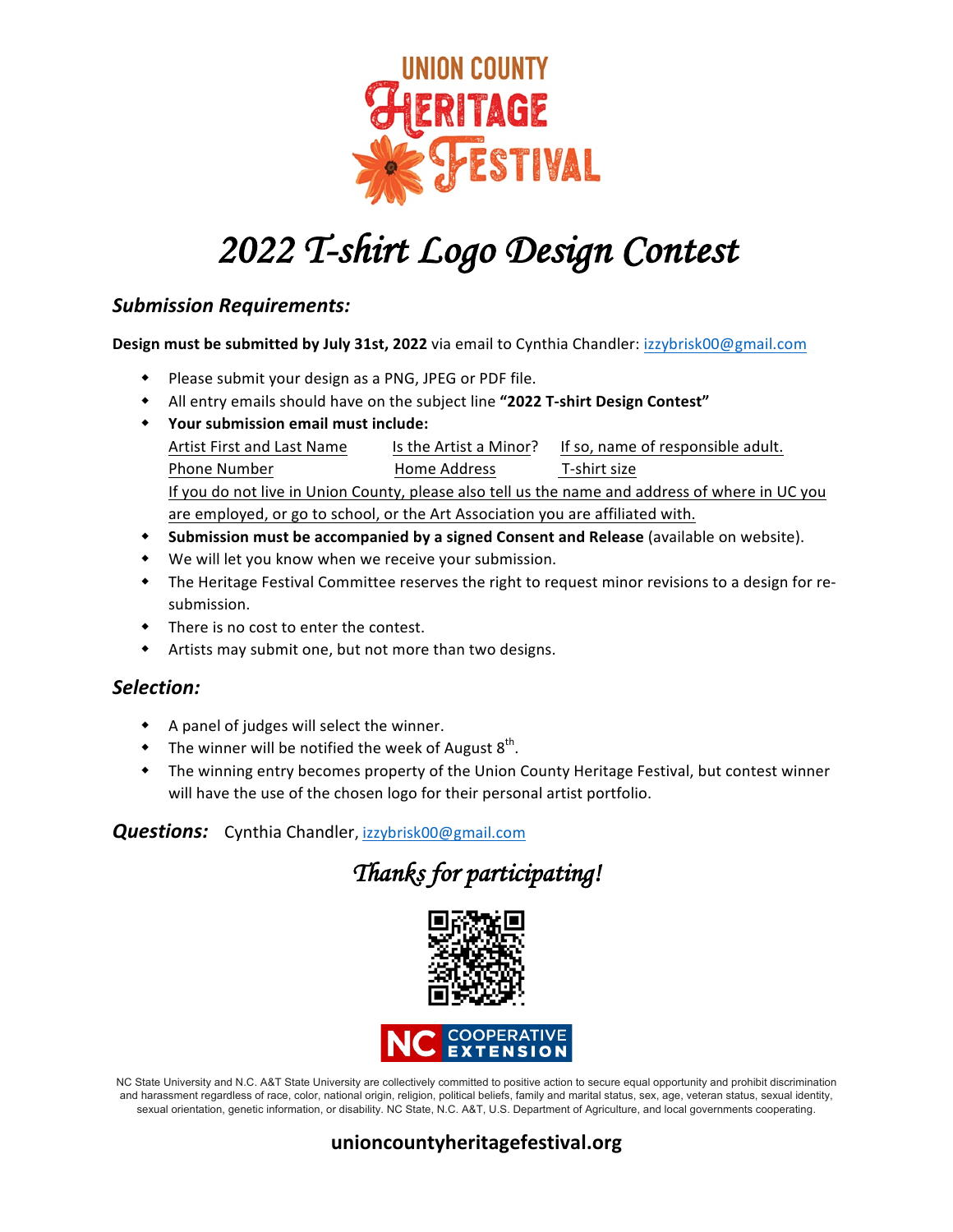UNION COUNTY
HERITAGE
FESTIVAL

# 2022 T-shirt Logo Design Contest

## *Submission Requirements:*

**Design must be submitted by July 31st, 2022** via email to Cynthia Chandler: izzybrisk00@gmail.com

- Please submit your design as a PNG, JPEG or PDF file.
- All entry emails should have on the subject line **"2022 T-shirt Design Contest"**
- **Your submission email must include:**
  Artist First and Last Name  Is the Artist a Minor?  If so, name of responsible adult.
  Phone Number  Home Address  T-shirt size
  If you do not live in Union County, please also tell us the name and address of where in UC you are employed, or go to school, or the Art Association you are affiliated with.
- **Submission must be accompanied by a signed Consent and Release** (available on website).
- We will let you know when we receive your submission.
- The Heritage Festival Committee reserves the right to request minor revisions to a design for re-submission.
- There is no cost to enter the contest.
- Artists may submit one, but not more than two designs.

## *Selection:*

- A panel of judges will select the winner.
- The winner will be notified the week of August 8th.
- The winning entry becomes property of the Union County Heritage Festival, but contest winner will have the use of the chosen logo for their personal artist portfolio.

***Questions:*** Cynthia Chandler, izzybrisk00@gmail.com

*Thanks for participating!*

NC COOPERATIVE EXTENSION

NC State University and N.C. A&T State University are collectively committed to positive action to secure equal opportunity and prohibit discrimination and harassment regardless of race, color, national origin, religion, political beliefs, family and marital status, sex, age, veteran status, sexual identity, sexual orientation, genetic information, or disability. NC State, N.C. A&T, U.S. Department of Agriculture, and local governments cooperating.

**unioncountyheritagefestival.org**